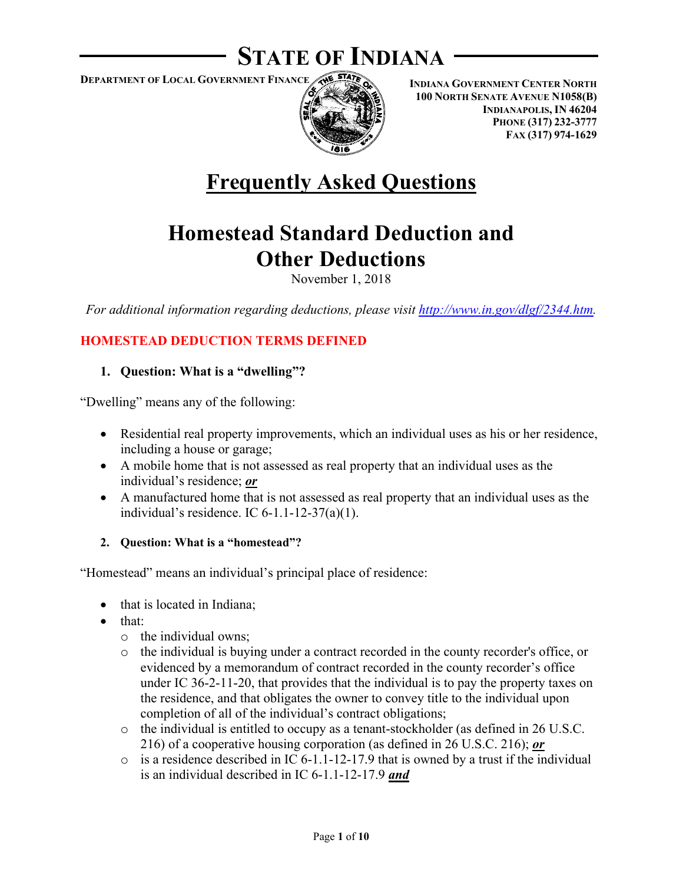# STATE OF INDIANA

**DEPARTMENT OF LOCAL GOVERNMENT FINANCE**

**INDIANA GOVERNMENT CENTER NORTH**
**100 NORTH SENATE AVENUE N1058(B)**
**INDIANAPOLIS, IN 46204**
**PHONE (317) 232-3777**
**FAX (317) 974-1629**

# Frequently Asked Questions

# Homestead Standard Deduction and Other Deductions

November 1, 2018

*For additional information regarding deductions, please visit [http://www.in.gov/dlgf/2344.htm](http://www.in.gov/dlgf/2344.htm).*

## HOMESTEAD DEDUCTION TERMS DEFINED

### 1. Question: What is a "dwelling"?

"Dwelling" means any of the following:

- Residential real property improvements, which an individual uses as his or her residence, including a house or garage;
- A mobile home that is not assessed as real property that an individual uses as the individual's residence; ***or***
- A manufactured home that is not assessed as real property that an individual uses as the individual's residence. IC 6-1.1-12-37(a)(1).

### 2. Question: What is a "homestead"?

"Homestead" means an individual's principal place of residence:

- that is located in Indiana;
- that:
  - the individual owns;
  - the individual is buying under a contract recorded in the county recorder's office, or evidenced by a memorandum of contract recorded in the county recorder's office under IC 36-2-11-20, that provides that the individual is to pay the property taxes on the residence, and that obligates the owner to convey title to the individual upon completion of all of the individual's contract obligations;
  - the individual is entitled to occupy as a tenant-stockholder (as defined in 26 U.S.C. 216) of a cooperative housing corporation (as defined in 26 U.S.C. 216); ***or***
  - is a residence described in IC 6-1.1-12-17.9 that is owned by a trust if the individual is an individual described in IC 6-1.1-12-17.9 ***and***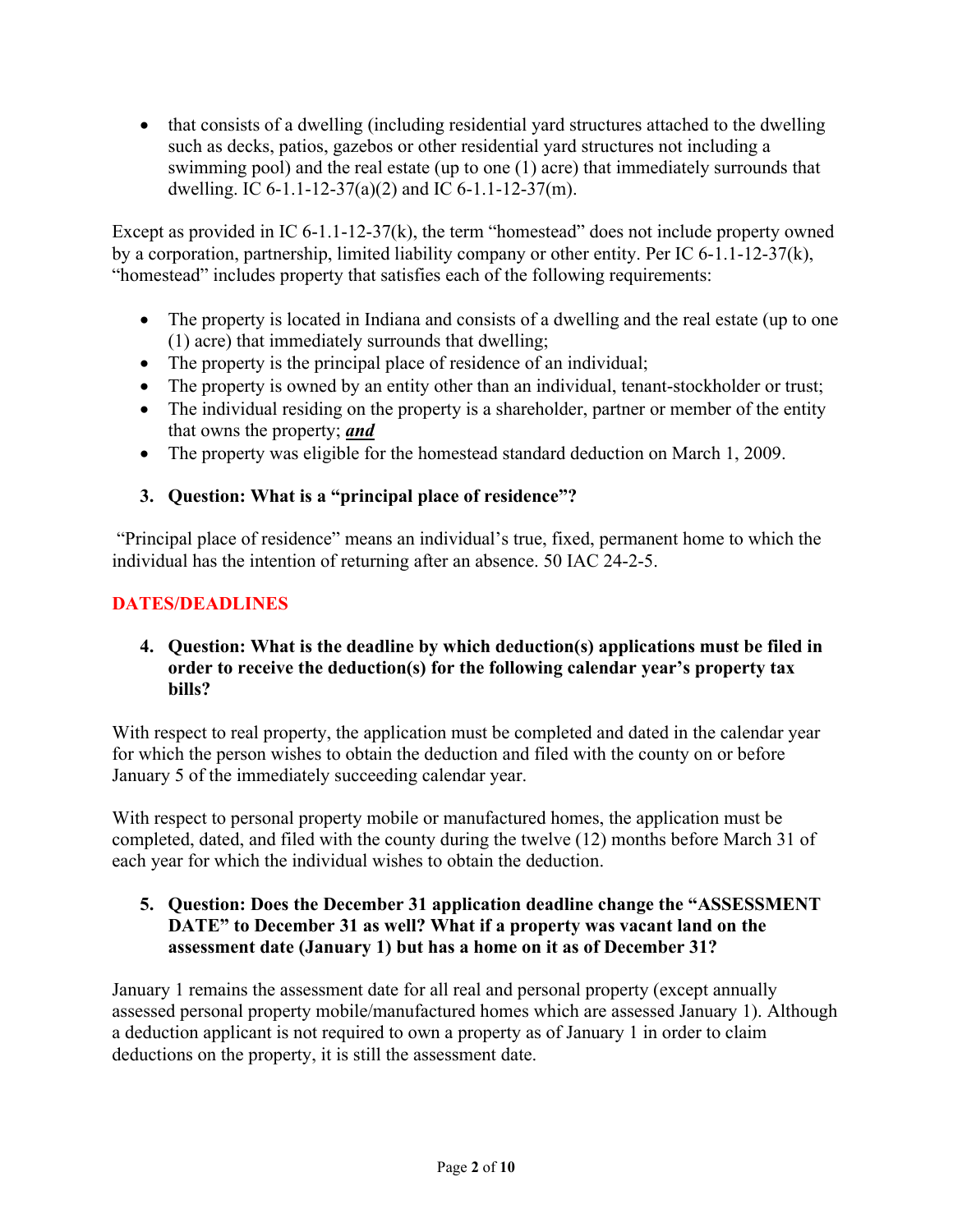- that consists of a dwelling (including residential yard structures attached to the dwelling such as decks, patios, gazebos or other residential yard structures not including a swimming pool) and the real estate (up to one (1) acre) that immediately surrounds that dwelling. IC 6-1.1-12-37(a)(2) and IC 6-1.1-12-37(m).

Except as provided in IC 6-1.1-12-37(k), the term "homestead" does not include property owned by a corporation, partnership, limited liability company or other entity. Per IC 6-1.1-12-37(k), "homestead" includes property that satisfies each of the following requirements:

- The property is located in Indiana and consists of a dwelling and the real estate (up to one (1) acre) that immediately surrounds that dwelling;
- The property is the principal place of residence of an individual;
- The property is owned by an entity other than an individual, tenant-stockholder or trust;
- The individual residing on the property is a shareholder, partner or member of the entity that owns the property; ***and***
- The property was eligible for the homestead standard deduction on March 1, 2009.

**3. Question: What is a "principal place of residence"?**

"Principal place of residence" means an individual's true, fixed, permanent home to which the individual has the intention of returning after an absence. 50 IAC 24-2-5.

## DATES/DEADLINES

**4. Question: What is the deadline by which deduction(s) applications must be filed in order to receive the deduction(s) for the following calendar year's property tax bills?**

With respect to real property, the application must be completed and dated in the calendar year for which the person wishes to obtain the deduction and filed with the county on or before January 5 of the immediately succeeding calendar year.

With respect to personal property mobile or manufactured homes, the application must be completed, dated, and filed with the county during the twelve (12) months before March 31 of each year for which the individual wishes to obtain the deduction.

**5. Question: Does the December 31 application deadline change the "ASSESSMENT DATE" to December 31 as well? What if a property was vacant land on the assessment date (January 1) but has a home on it as of December 31?**

January 1 remains the assessment date for all real and personal property (except annually assessed personal property mobile/manufactured homes which are assessed January 1). Although a deduction applicant is not required to own a property as of January 1 in order to claim deductions on the property, it is still the assessment date.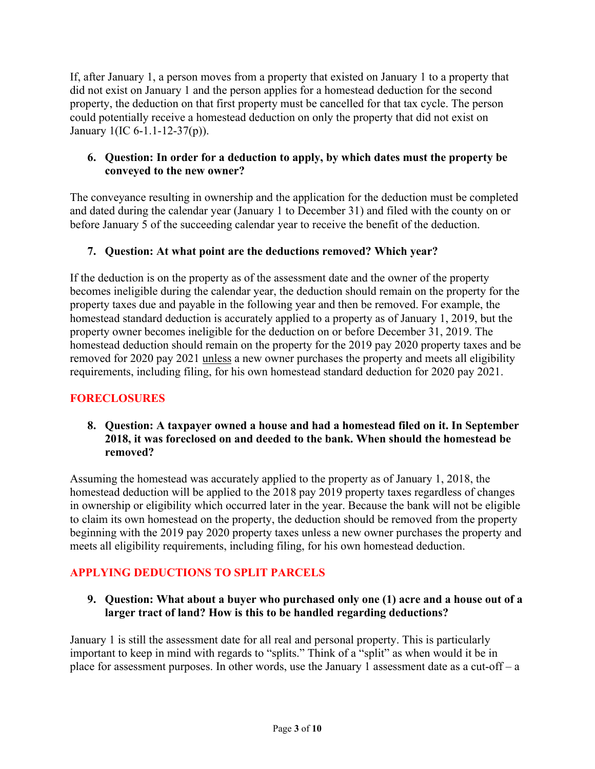If, after January 1, a person moves from a property that existed on January 1 to a property that did not exist on January 1 and the person applies for a homestead deduction for the second property, the deduction on that first property must be cancelled for that tax cycle. The person could potentially receive a homestead deduction on only the property that did not exist on January 1(IC 6-1.1-12-37(p)).

**6. Question: In order for a deduction to apply, by which dates must the property be conveyed to the new owner?**

The conveyance resulting in ownership and the application for the deduction must be completed and dated during the calendar year (January 1 to December 31) and filed with the county on or before January 5 of the succeeding calendar year to receive the benefit of the deduction.

**7. Question: At what point are the deductions removed? Which year?**

If the deduction is on the property as of the assessment date and the owner of the property becomes ineligible during the calendar year, the deduction should remain on the property for the property taxes due and payable in the following year and then be removed. For example, the homestead standard deduction is accurately applied to a property as of January 1, 2019, but the property owner becomes ineligible for the deduction on or before December 31, 2019. The homestead deduction should remain on the property for the 2019 pay 2020 property taxes and be removed for 2020 pay 2021 unless a new owner purchases the property and meets all eligibility requirements, including filing, for his own homestead standard deduction for 2020 pay 2021.

## FORECLOSURES

**8. Question: A taxpayer owned a house and had a homestead filed on it. In September 2018, it was foreclosed on and deeded to the bank. When should the homestead be removed?**

Assuming the homestead was accurately applied to the property as of January 1, 2018, the homestead deduction will be applied to the 2018 pay 2019 property taxes regardless of changes in ownership or eligibility which occurred later in the year. Because the bank will not be eligible to claim its own homestead on the property, the deduction should be removed from the property beginning with the 2019 pay 2020 property taxes unless a new owner purchases the property and meets all eligibility requirements, including filing, for his own homestead deduction.

## APPLYING DEDUCTIONS TO SPLIT PARCELS

**9. Question: What about a buyer who purchased only one (1) acre and a house out of a larger tract of land? How is this to be handled regarding deductions?**

January 1 is still the assessment date for all real and personal property. This is particularly important to keep in mind with regards to "splits." Think of a "split" as when would it be in place for assessment purposes. In other words, use the January 1 assessment date as a cut-off – a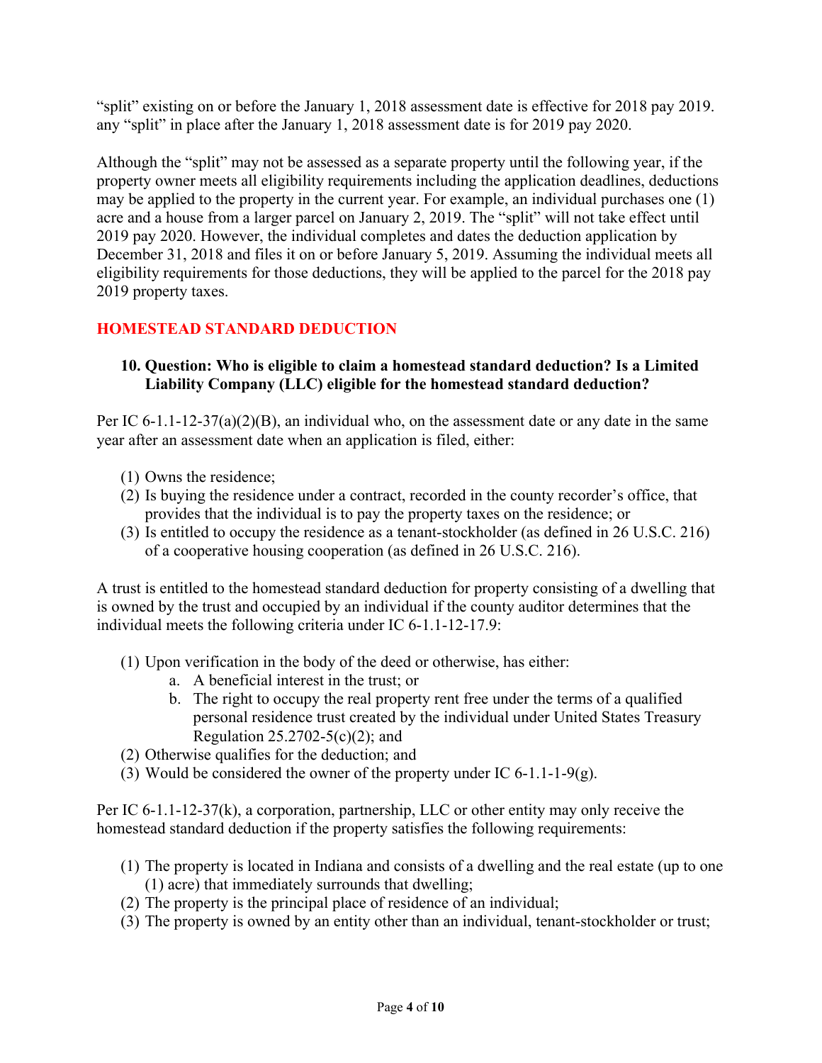"split" existing on or before the January 1, 2018 assessment date is effective for 2018 pay 2019. any "split" in place after the January 1, 2018 assessment date is for 2019 pay 2020.

Although the "split" may not be assessed as a separate property until the following year, if the property owner meets all eligibility requirements including the application deadlines, deductions may be applied to the property in the current year. For example, an individual purchases one (1) acre and a house from a larger parcel on January 2, 2019. The "split" will not take effect until 2019 pay 2020. However, the individual completes and dates the deduction application by December 31, 2018 and files it on or before January 5, 2019. Assuming the individual meets all eligibility requirements for those deductions, they will be applied to the parcel for the 2018 pay 2019 property taxes.

## HOMESTEAD STANDARD DEDUCTION

**10. Question: Who is eligible to claim a homestead standard deduction? Is a Limited Liability Company (LLC) eligible for the homestead standard deduction?**

Per IC 6-1.1-12-37(a)(2)(B), an individual who, on the assessment date or any date in the same year after an assessment date when an application is filed, either:

(1) Owns the residence;
(2) Is buying the residence under a contract, recorded in the county recorder's office, that provides that the individual is to pay the property taxes on the residence; or
(3) Is entitled to occupy the residence as a tenant-stockholder (as defined in 26 U.S.C. 216) of a cooperative housing cooperation (as defined in 26 U.S.C. 216).

A trust is entitled to the homestead standard deduction for property consisting of a dwelling that is owned by the trust and occupied by an individual if the county auditor determines that the individual meets the following criteria under IC 6-1.1-12-17.9:

(1) Upon verification in the body of the deed or otherwise, has either:
    a. A beneficial interest in the trust; or
    b. The right to occupy the real property rent free under the terms of a qualified personal residence trust created by the individual under United States Treasury Regulation 25.2702-5(c)(2); and
(2) Otherwise qualifies for the deduction; and
(3) Would be considered the owner of the property under IC 6-1.1-1-9(g).

Per IC 6-1.1-12-37(k), a corporation, partnership, LLC or other entity may only receive the homestead standard deduction if the property satisfies the following requirements:

(1) The property is located in Indiana and consists of a dwelling and the real estate (up to one (1) acre) that immediately surrounds that dwelling;
(2) The property is the principal place of residence of an individual;
(3) The property is owned by an entity other than an individual, tenant-stockholder or trust;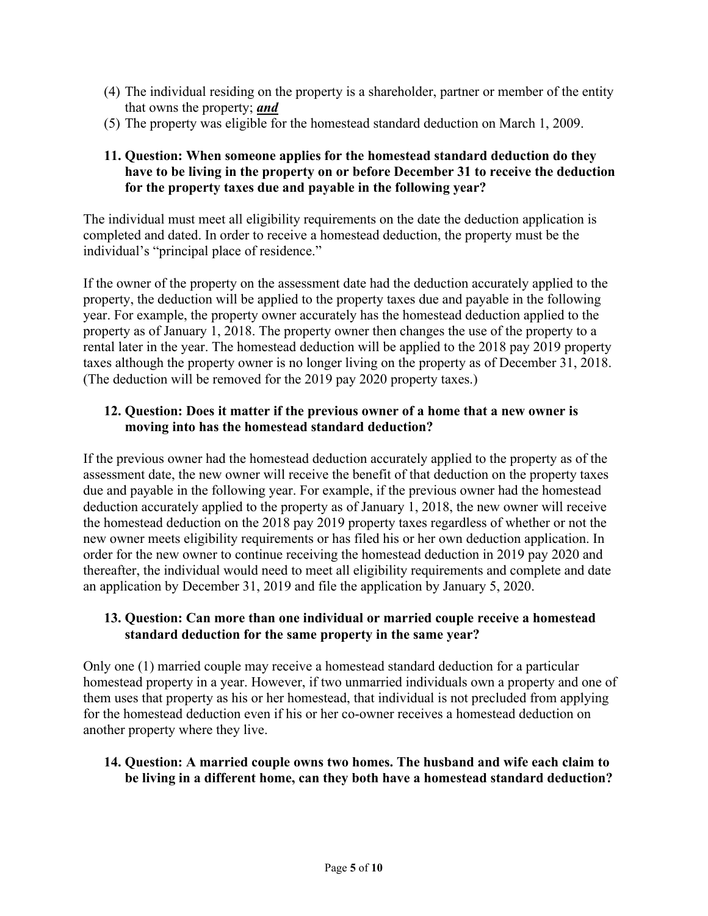(4) The individual residing on the property is a shareholder, partner or member of the entity that owns the property; ***and***
(5) The property was eligible for the homestead standard deduction on March 1, 2009.

**11. Question: When someone applies for the homestead standard deduction do they have to be living in the property on or before December 31 to receive the deduction for the property taxes due and payable in the following year?**

The individual must meet all eligibility requirements on the date the deduction application is completed and dated. In order to receive a homestead deduction, the property must be the individual's "principal place of residence."

If the owner of the property on the assessment date had the deduction accurately applied to the property, the deduction will be applied to the property taxes due and payable in the following year. For example, the property owner accurately has the homestead deduction applied to the property as of January 1, 2018. The property owner then changes the use of the property to a rental later in the year. The homestead deduction will be applied to the 2018 pay 2019 property taxes although the property owner is no longer living on the property as of December 31, 2018. (The deduction will be removed for the 2019 pay 2020 property taxes.)

**12. Question: Does it matter if the previous owner of a home that a new owner is moving into has the homestead standard deduction?**

If the previous owner had the homestead deduction accurately applied to the property as of the assessment date, the new owner will receive the benefit of that deduction on the property taxes due and payable in the following year. For example, if the previous owner had the homestead deduction accurately applied to the property as of January 1, 2018, the new owner will receive the homestead deduction on the 2018 pay 2019 property taxes regardless of whether or not the new owner meets eligibility requirements or has filed his or her own deduction application. In order for the new owner to continue receiving the homestead deduction in 2019 pay 2020 and thereafter, the individual would need to meet all eligibility requirements and complete and date an application by December 31, 2019 and file the application by January 5, 2020.

**13. Question: Can more than one individual or married couple receive a homestead standard deduction for the same property in the same year?**

Only one (1) married couple may receive a homestead standard deduction for a particular homestead property in a year. However, if two unmarried individuals own a property and one of them uses that property as his or her homestead, that individual is not precluded from applying for the homestead deduction even if his or her co-owner receives a homestead deduction on another property where they live.

**14. Question: A married couple owns two homes. The husband and wife each claim to be living in a different home, can they both have a homestead standard deduction?**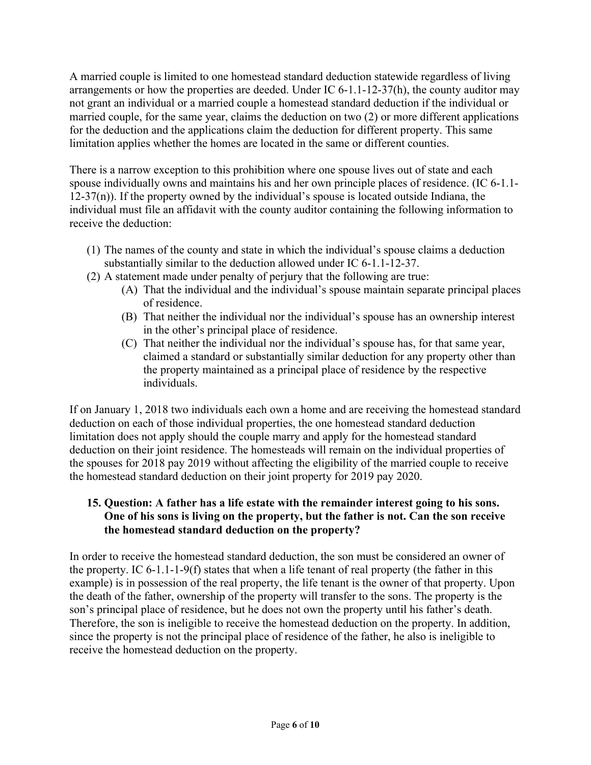A married couple is limited to one homestead standard deduction statewide regardless of living arrangements or how the properties are deeded. Under IC 6-1.1-12-37(h), the county auditor may not grant an individual or a married couple a homestead standard deduction if the individual or married couple, for the same year, claims the deduction on two (2) or more different applications for the deduction and the applications claim the deduction for different property. This same limitation applies whether the homes are located in the same or different counties.

There is a narrow exception to this prohibition where one spouse lives out of state and each spouse individually owns and maintains his and her own principle places of residence. (IC 6-1.1-12-37(n)). If the property owned by the individual's spouse is located outside Indiana, the individual must file an affidavit with the county auditor containing the following information to receive the deduction:

(1) The names of the county and state in which the individual's spouse claims a deduction substantially similar to the deduction allowed under IC 6-1.1-12-37.
(2) A statement made under penalty of perjury that the following are true:
    (A) That the individual and the individual's spouse maintain separate principal places of residence.
    (B) That neither the individual nor the individual's spouse has an ownership interest in the other's principal place of residence.
    (C) That neither the individual nor the individual's spouse has, for that same year, claimed a standard or substantially similar deduction for any property other than the property maintained as a principal place of residence by the respective individuals.

If on January 1, 2018 two individuals each own a home and are receiving the homestead standard deduction on each of those individual properties, the one homestead standard deduction limitation does not apply should the couple marry and apply for the homestead standard deduction on their joint residence. The homesteads will remain on the individual properties of the spouses for 2018 pay 2019 without affecting the eligibility of the married couple to receive the homestead standard deduction on their joint property for 2019 pay 2020.

**15. Question: A father has a life estate with the remainder interest going to his sons. One of his sons is living on the property, but the father is not. Can the son receive the homestead standard deduction on the property?**

In order to receive the homestead standard deduction, the son must be considered an owner of the property. IC 6-1.1-1-9(f) states that when a life tenant of real property (the father in this example) is in possession of the real property, the life tenant is the owner of that property. Upon the death of the father, ownership of the property will transfer to the sons. The property is the son's principal place of residence, but he does not own the property until his father's death. Therefore, the son is ineligible to receive the homestead deduction on the property. In addition, since the property is not the principal place of residence of the father, he also is ineligible to receive the homestead deduction on the property.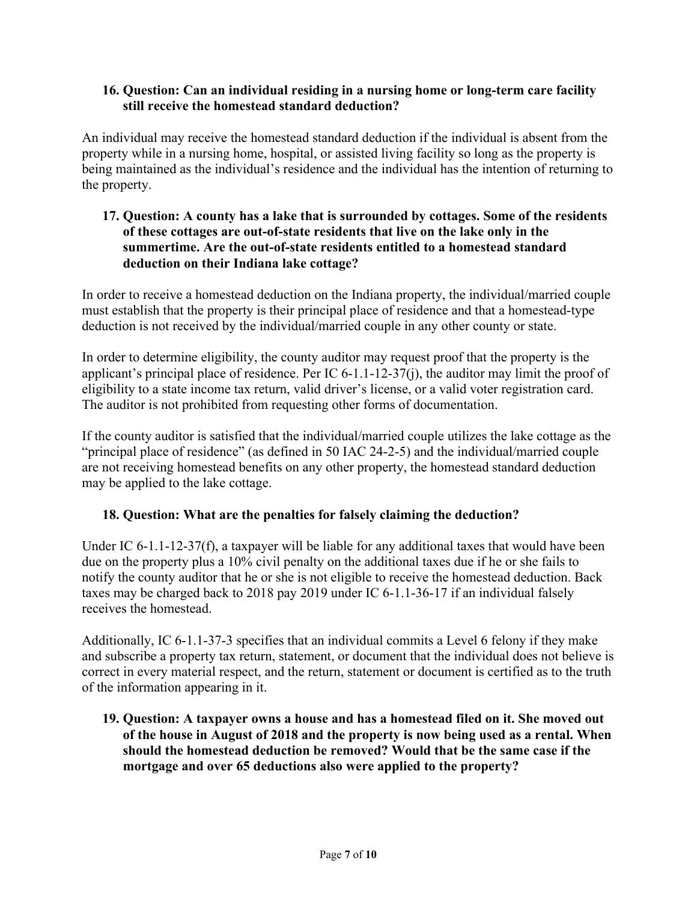**16. Question: Can an individual residing in a nursing home or long-term care facility still receive the homestead standard deduction?**

An individual may receive the homestead standard deduction if the individual is absent from the property while in a nursing home, hospital, or assisted living facility so long as the property is being maintained as the individual's residence and the individual has the intention of returning to the property.

**17. Question: A county has a lake that is surrounded by cottages. Some of the residents of these cottages are out-of-state residents that live on the lake only in the summertime. Are the out-of-state residents entitled to a homestead standard deduction on their Indiana lake cottage?**

In order to receive a homestead deduction on the Indiana property, the individual/married couple must establish that the property is their principal place of residence and that a homestead-type deduction is not received by the individual/married couple in any other county or state.

In order to determine eligibility, the county auditor may request proof that the property is the applicant's principal place of residence. Per IC 6-1.1-12-37(j), the auditor may limit the proof of eligibility to a state income tax return, valid driver's license, or a valid voter registration card. The auditor is not prohibited from requesting other forms of documentation.

If the county auditor is satisfied that the individual/married couple utilizes the lake cottage as the "principal place of residence" (as defined in 50 IAC 24-2-5) and the individual/married couple are not receiving homestead benefits on any other property, the homestead standard deduction may be applied to the lake cottage.

**18. Question: What are the penalties for falsely claiming the deduction?**

Under IC 6-1.1-12-37(f), a taxpayer will be liable for any additional taxes that would have been due on the property plus a 10% civil penalty on the additional taxes due if he or she fails to notify the county auditor that he or she is not eligible to receive the homestead deduction. Back taxes may be charged back to 2018 pay 2019 under IC 6-1.1-36-17 if an individual falsely receives the homestead.

Additionally, IC 6-1.1-37-3 specifies that an individual commits a Level 6 felony if they make and subscribe a property tax return, statement, or document that the individual does not believe is correct in every material respect, and the return, statement or document is certified as to the truth of the information appearing in it.

**19. Question: A taxpayer owns a house and has a homestead filed on it. She moved out of the house in August of 2018 and the property is now being used as a rental. When should the homestead deduction be removed? Would that be the same case if the mortgage and over 65 deductions also were applied to the property?**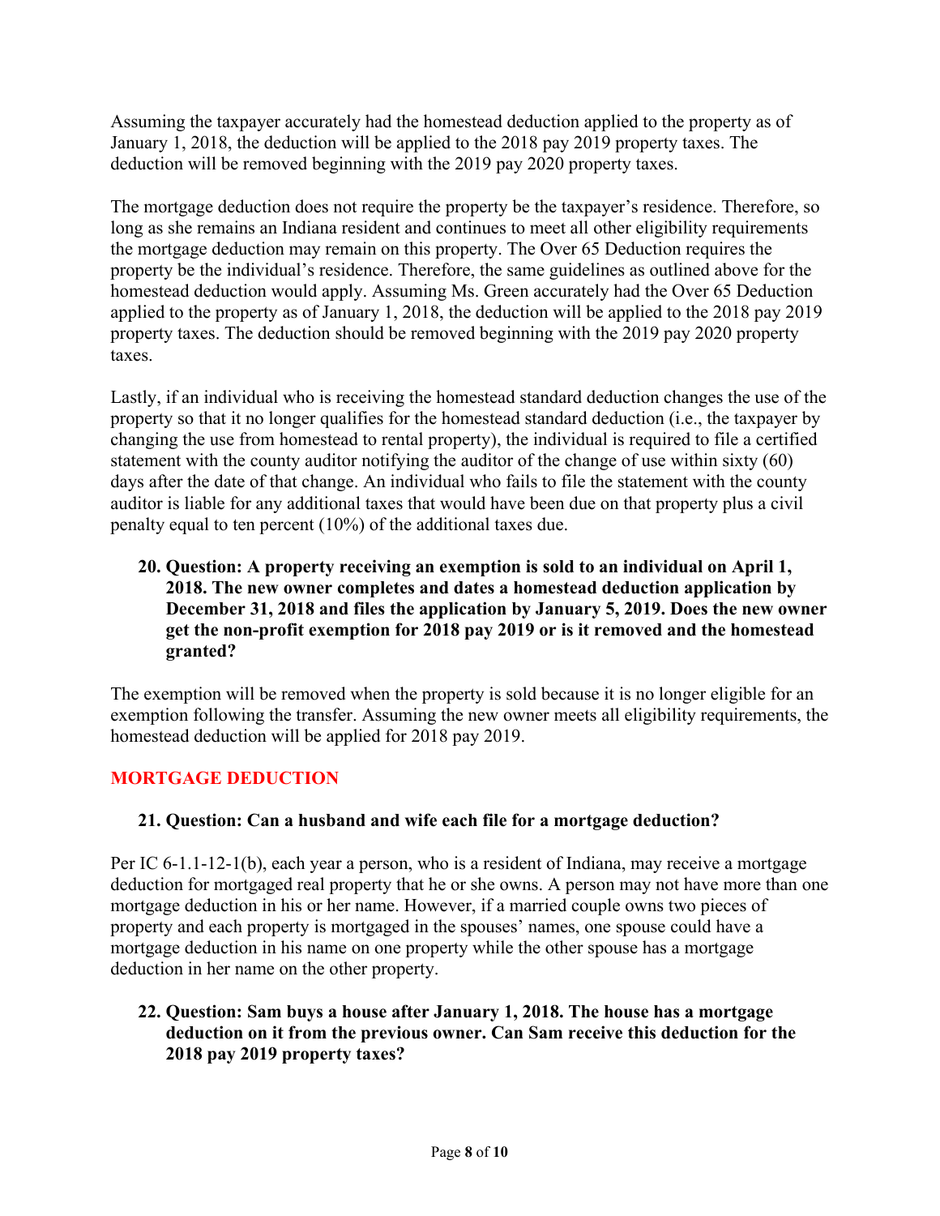Assuming the taxpayer accurately had the homestead deduction applied to the property as of January 1, 2018, the deduction will be applied to the 2018 pay 2019 property taxes. The deduction will be removed beginning with the 2019 pay 2020 property taxes.

The mortgage deduction does not require the property be the taxpayer's residence. Therefore, so long as she remains an Indiana resident and continues to meet all other eligibility requirements the mortgage deduction may remain on this property. The Over 65 Deduction requires the property be the individual's residence. Therefore, the same guidelines as outlined above for the homestead deduction would apply. Assuming Ms. Green accurately had the Over 65 Deduction applied to the property as of January 1, 2018, the deduction will be applied to the 2018 pay 2019 property taxes. The deduction should be removed beginning with the 2019 pay 2020 property taxes.

Lastly, if an individual who is receiving the homestead standard deduction changes the use of the property so that it no longer qualifies for the homestead standard deduction (i.e., the taxpayer by changing the use from homestead to rental property), the individual is required to file a certified statement with the county auditor notifying the auditor of the change of use within sixty (60) days after the date of that change. An individual who fails to file the statement with the county auditor is liable for any additional taxes that would have been due on that property plus a civil penalty equal to ten percent (10%) of the additional taxes due.

20. **Question: A property receiving an exemption is sold to an individual on April 1, 2018. The new owner completes and dates a homestead deduction application by December 31, 2018 and files the application by January 5, 2019. Does the new owner get the non-profit exemption for 2018 pay 2019 or is it removed and the homestead granted?**

The exemption will be removed when the property is sold because it is no longer eligible for an exemption following the transfer. Assuming the new owner meets all eligibility requirements, the homestead deduction will be applied for 2018 pay 2019.

## MORTGAGE DEDUCTION

21. **Question: Can a husband and wife each file for a mortgage deduction?**

Per IC 6-1.1-12-1(b), each year a person, who is a resident of Indiana, may receive a mortgage deduction for mortgaged real property that he or she owns. A person may not have more than one mortgage deduction in his or her name. However, if a married couple owns two pieces of property and each property is mortgaged in the spouses' names, one spouse could have a mortgage deduction in his name on one property while the other spouse has a mortgage deduction in her name on the other property.

22. **Question: Sam buys a house after January 1, 2018. The house has a mortgage deduction on it from the previous owner. Can Sam receive this deduction for the 2018 pay 2019 property taxes?**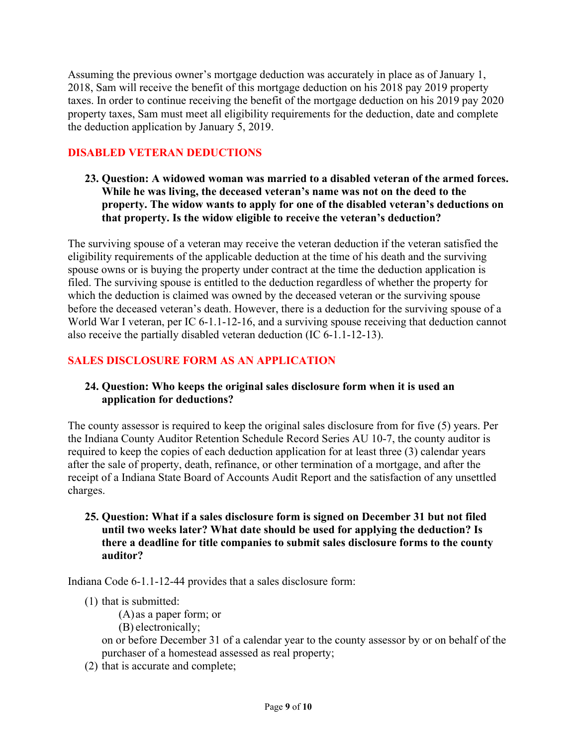Assuming the previous owner's mortgage deduction was accurately in place as of January 1, 2018, Sam will receive the benefit of this mortgage deduction on his 2018 pay 2019 property taxes. In order to continue receiving the benefit of the mortgage deduction on his 2019 pay 2020 property taxes, Sam must meet all eligibility requirements for the deduction, date and complete the deduction application by January 5, 2019.

## DISABLED VETERAN DEDUCTIONS

**23. Question: A widowed woman was married to a disabled veteran of the armed forces. While he was living, the deceased veteran's name was not on the deed to the property. The widow wants to apply for one of the disabled veteran's deductions on that property. Is the widow eligible to receive the veteran's deduction?**

The surviving spouse of a veteran may receive the veteran deduction if the veteran satisfied the eligibility requirements of the applicable deduction at the time of his death and the surviving spouse owns or is buying the property under contract at the time the deduction application is filed. The surviving spouse is entitled to the deduction regardless of whether the property for which the deduction is claimed was owned by the deceased veteran or the surviving spouse before the deceased veteran's death. However, there is a deduction for the surviving spouse of a World War I veteran, per IC 6-1.1-12-16, and a surviving spouse receiving that deduction cannot also receive the partially disabled veteran deduction (IC 6-1.1-12-13).

## SALES DISCLOSURE FORM AS AN APPLICATION

**24. Question: Who keeps the original sales disclosure form when it is used an application for deductions?**

The county assessor is required to keep the original sales disclosure from for five (5) years. Per the Indiana County Auditor Retention Schedule Record Series AU 10-7, the county auditor is required to keep the copies of each deduction application for at least three (3) calendar years after the sale of property, death, refinance, or other termination of a mortgage, and after the receipt of a Indiana State Board of Accounts Audit Report and the satisfaction of any unsettled charges.

**25. Question: What if a sales disclosure form is signed on December 31 but not filed until two weeks later? What date should be used for applying the deduction? Is there a deadline for title companies to submit sales disclosure forms to the county auditor?**

Indiana Code 6-1.1-12-44 provides that a sales disclosure form:

(1) that is submitted:
  (A) as a paper form; or
  (B) electronically;
  
  on or before December 31 of a calendar year to the county assessor by or on behalf of the purchaser of a homestead assessed as real property;

(2) that is accurate and complete;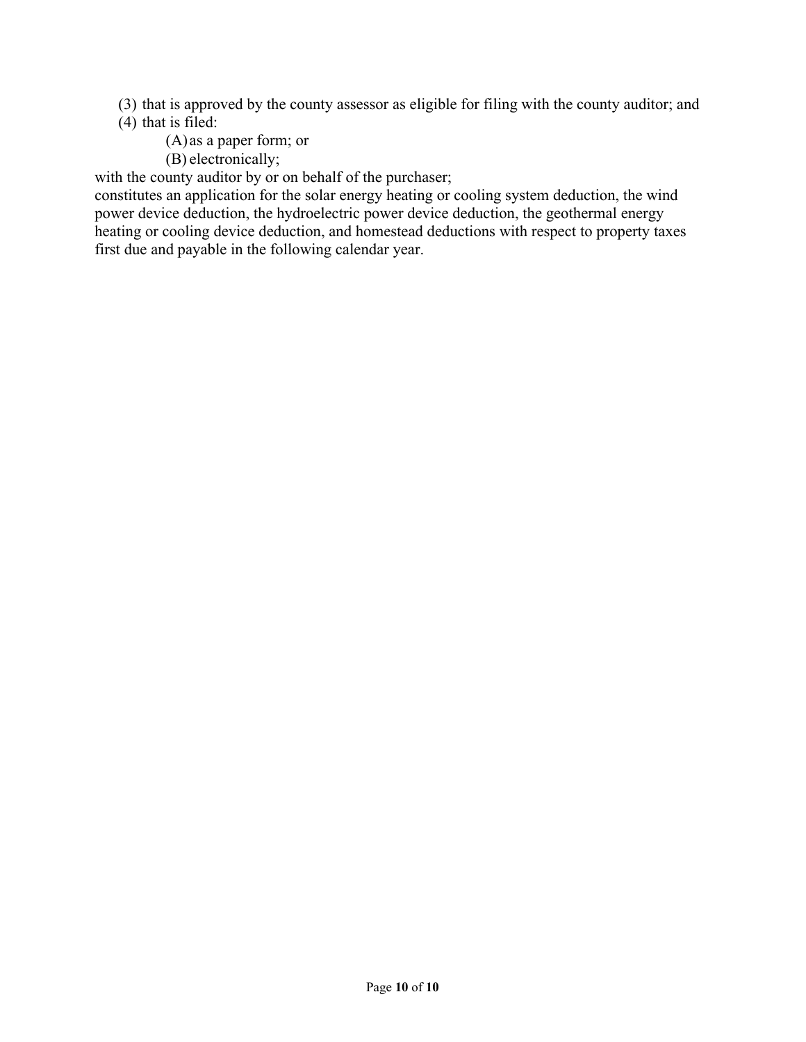(3) that is approved by the county assessor as eligible for filing with the county auditor; and
(4) that is filed:
   (A) as a paper form; or
   (B) electronically;

with the county auditor by or on behalf of the purchaser;
constitutes an application for the solar energy heating or cooling system deduction, the wind power device deduction, the hydroelectric power device deduction, the geothermal energy heating or cooling device deduction, and homestead deductions with respect to property taxes first due and payable in the following calendar year.